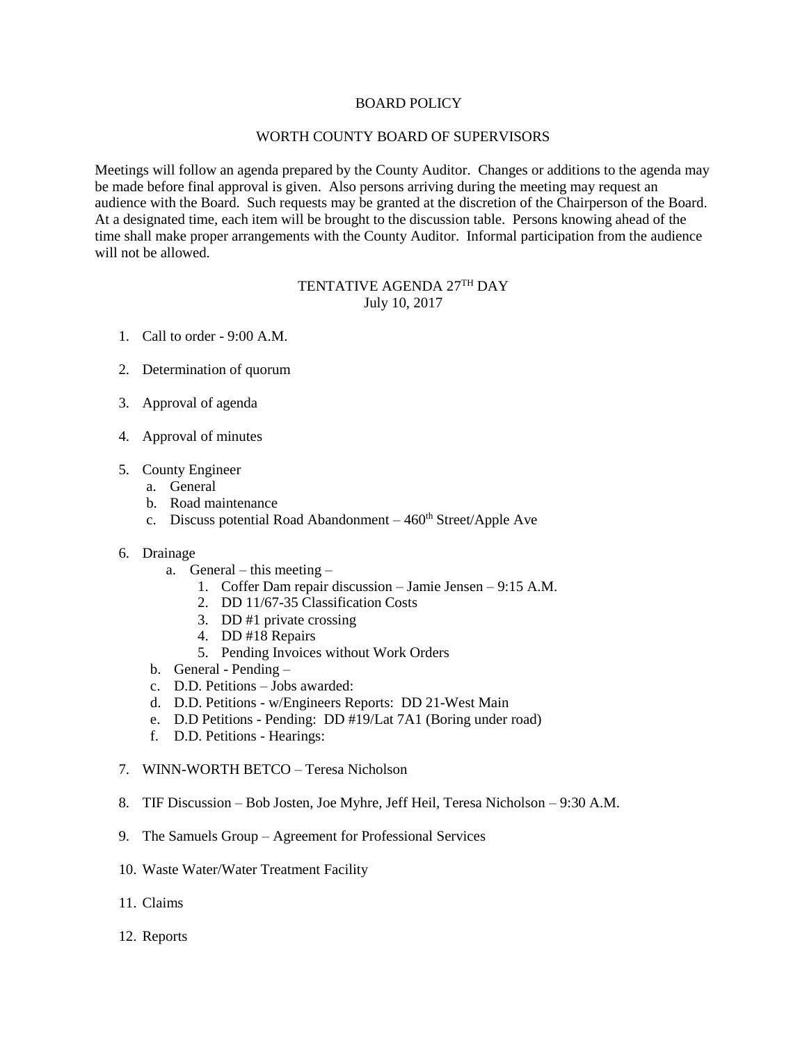# BOARD POLICY

## WORTH COUNTY BOARD OF SUPERVISORS

Meetings will follow an agenda prepared by the County Auditor. Changes or additions to the agenda may be made before final approval is given. Also persons arriving during the meeting may request an audience with the Board. Such requests may be granted at the discretion of the Chairperson of the Board. At a designated time, each item will be brought to the discussion table. Persons knowing ahead of the time shall make proper arrangements with the County Auditor. Informal participation from the audience will not be allowed.

## TENTATIVE AGENDA 27$^{TH}$ DAY

July 10, 2017

1. Call to order - 9:00 A.M.

2. Determination of quorum

3. Approval of agenda

4. Approval of minutes

5. County Engineer
   a. General
   b. Road maintenance
   c. Discuss potential Road Abandonment – 460$^{th}$ Street/Apple Ave

6. Drainage
   a. General – this meeting –
      1. Coffer Dam repair discussion – Jamie Jensen – 9:15 A.M.
      2. DD 11/67-35 Classification Costs
      3. DD #1 private crossing
      4. DD #18 Repairs
      5. Pending Invoices without Work Orders
   b. General - Pending –
   c. D.D. Petitions – Jobs awarded:
   d. D.D. Petitions - w/Engineers Reports: DD 21-West Main
   e. D.D Petitions - Pending: DD #19/Lat 7A1 (Boring under road)
   f. D.D. Petitions - Hearings:

7. WINN-WORTH BETCO – Teresa Nicholson

8. TIF Discussion – Bob Josten, Joe Myhre, Jeff Heil, Teresa Nicholson – 9:30 A.M.

9. The Samuels Group – Agreement for Professional Services

10. Waste Water/Water Treatment Facility

11. Claims

12. Reports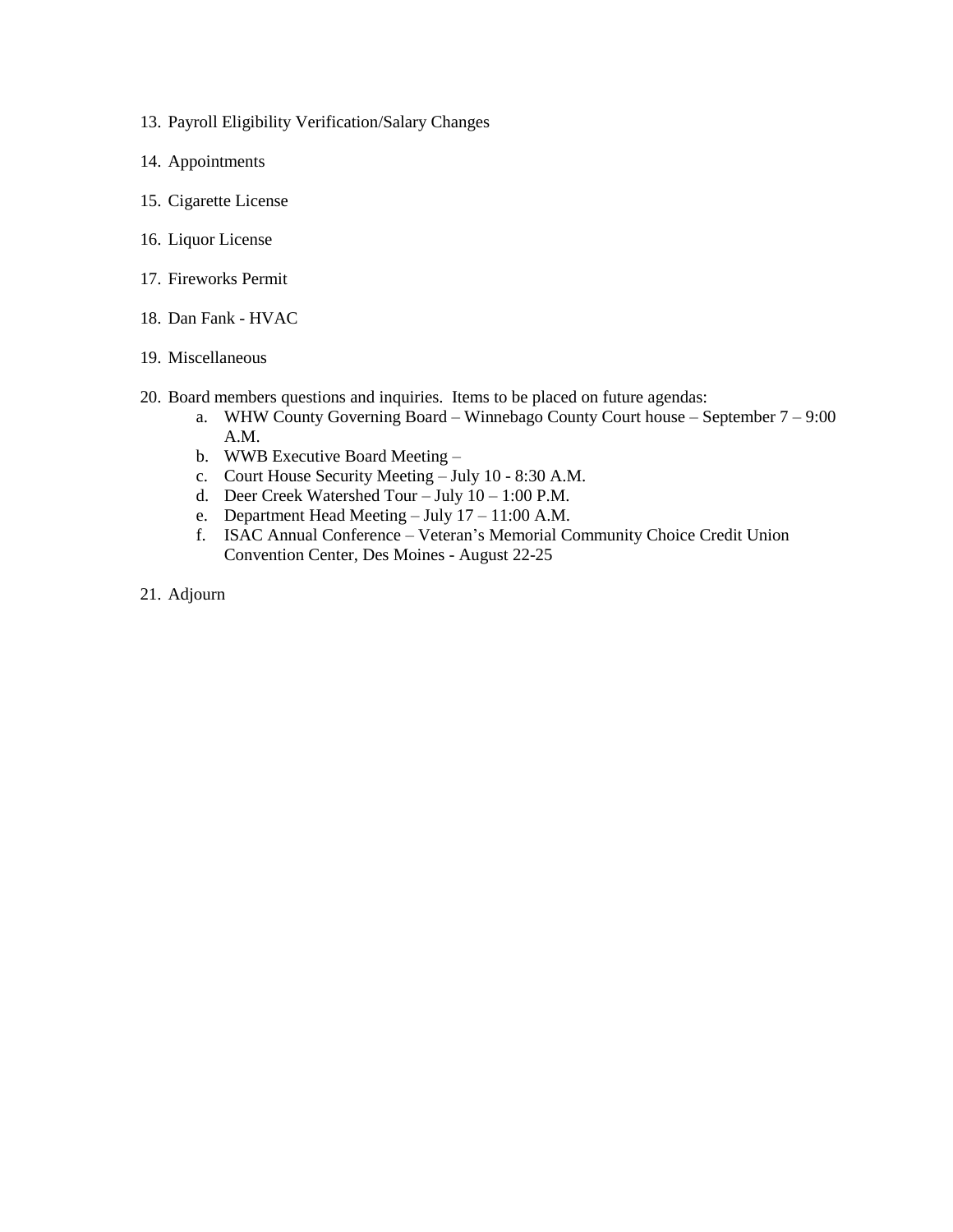13. Payroll Eligibility Verification/Salary Changes

14. Appointments

15. Cigarette License

16. Liquor License

17. Fireworks Permit

18. Dan Fank - HVAC

19. Miscellaneous

20. Board members questions and inquiries. Items to be placed on future agendas:
    a. WHW County Governing Board – Winnebago County Court house – September 7 – 9:00 A.M.
    b. WWB Executive Board Meeting –
    c. Court House Security Meeting – July 10 - 8:30 A.M.
    d. Deer Creek Watershed Tour – July 10 – 1:00 P.M.
    e. Department Head Meeting – July 17 – 11:00 A.M.
    f. ISAC Annual Conference – Veteran's Memorial Community Choice Credit Union Convention Center, Des Moines - August 22-25

21. Adjourn